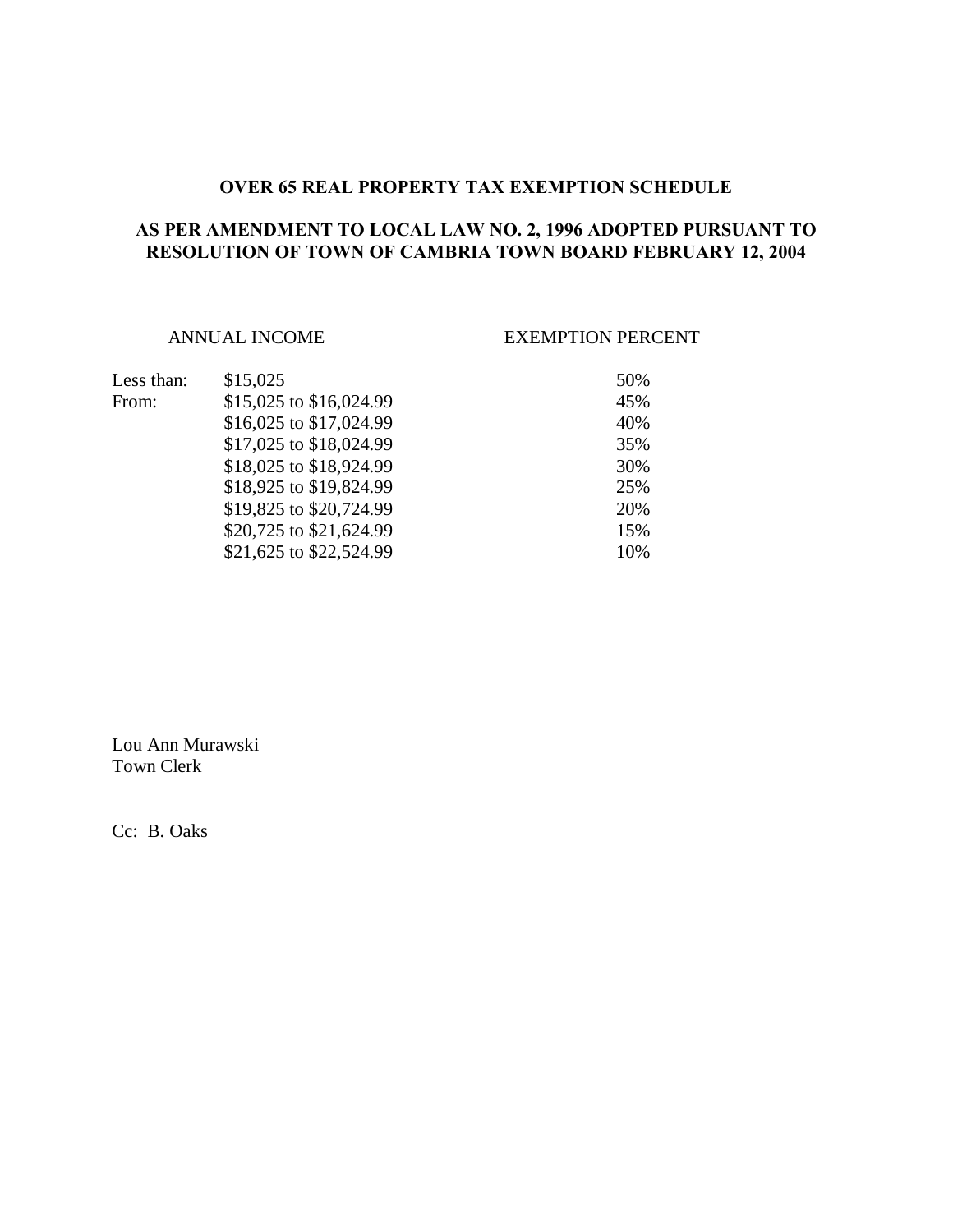**OVER 65 REAL PROPERTY TAX EXEMPTION SCHEDULE**

**AS PER AMENDMENT TO LOCAL LAW NO. 2, 1996 ADOPTED PURSUANT TO RESOLUTION OF TOWN OF CAMBRIA TOWN BOARD FEBRUARY 12, 2004**

| | ANNUAL INCOME | EXEMPTION PERCENT |
|---|---|---|
| Less than: | $15,025 | 50% |
| From: | $15,025 to $16,024.99 | 45% |
| | $16,025 to $17,024.99 | 40% |
| | $17,025 to $18,024.99 | 35% |
| | $18,025 to $18,924.99 | 30% |
| | $18,925 to $19,824.99 | 25% |
| | $19,825 to $20,724.99 | 20% |
| | $20,725 to $21,624.99 | 15% |
| | $21,625 to $22,524.99 | 10% |

Lou Ann Murawski
Town Clerk

Cc: B. Oaks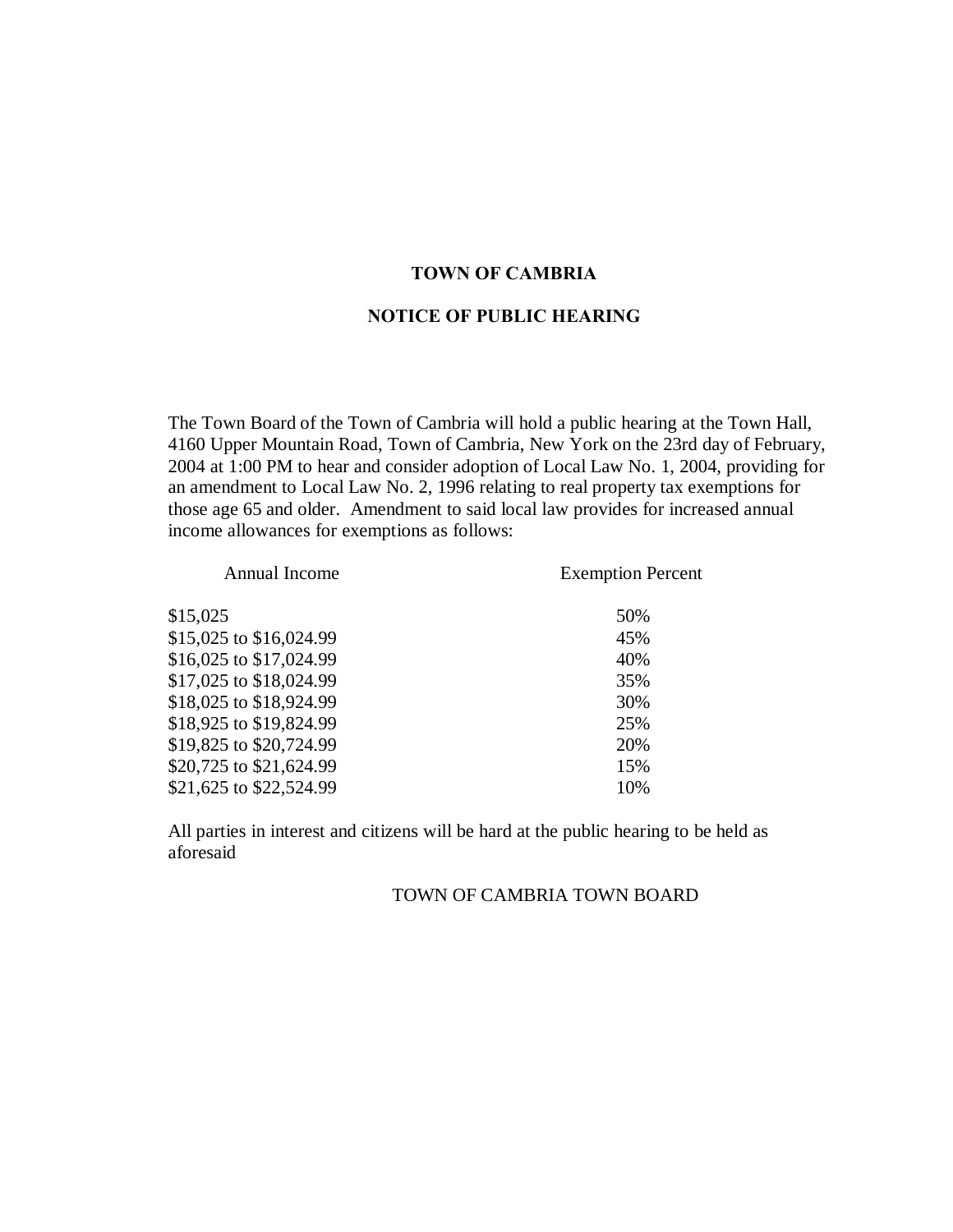**TOWN OF CAMBRIA**

**NOTICE OF PUBLIC HEARING**

The Town Board of the Town of Cambria will hold a public hearing at the Town Hall, 4160 Upper Mountain Road, Town of Cambria, New York on the 23rd day of February, 2004 at 1:00 PM to hear and consider adoption of Local Law No. 1, 2004, providing for an amendment to Local Law No. 2, 1996 relating to real property tax exemptions for those age 65 and older. Amendment to said local law provides for increased annual income allowances for exemptions as follows:

| Annual Income | Exemption Percent |
|---|---|
| $15,025 | 50% |
| $15,025 to $16,024.99 | 45% |
| $16,025 to $17,024.99 | 40% |
| $17,025 to $18,024.99 | 35% |
| $18,025 to $18,924.99 | 30% |
| $18,925 to $19,824.99 | 25% |
| $19,825 to $20,724.99 | 20% |
| $20,725 to $21,624.99 | 15% |
| $21,625 to $22,524.99 | 10% |

All parties in interest and citizens will be hard at the public hearing to be held as aforesaid

TOWN OF CAMBRIA TOWN BOARD